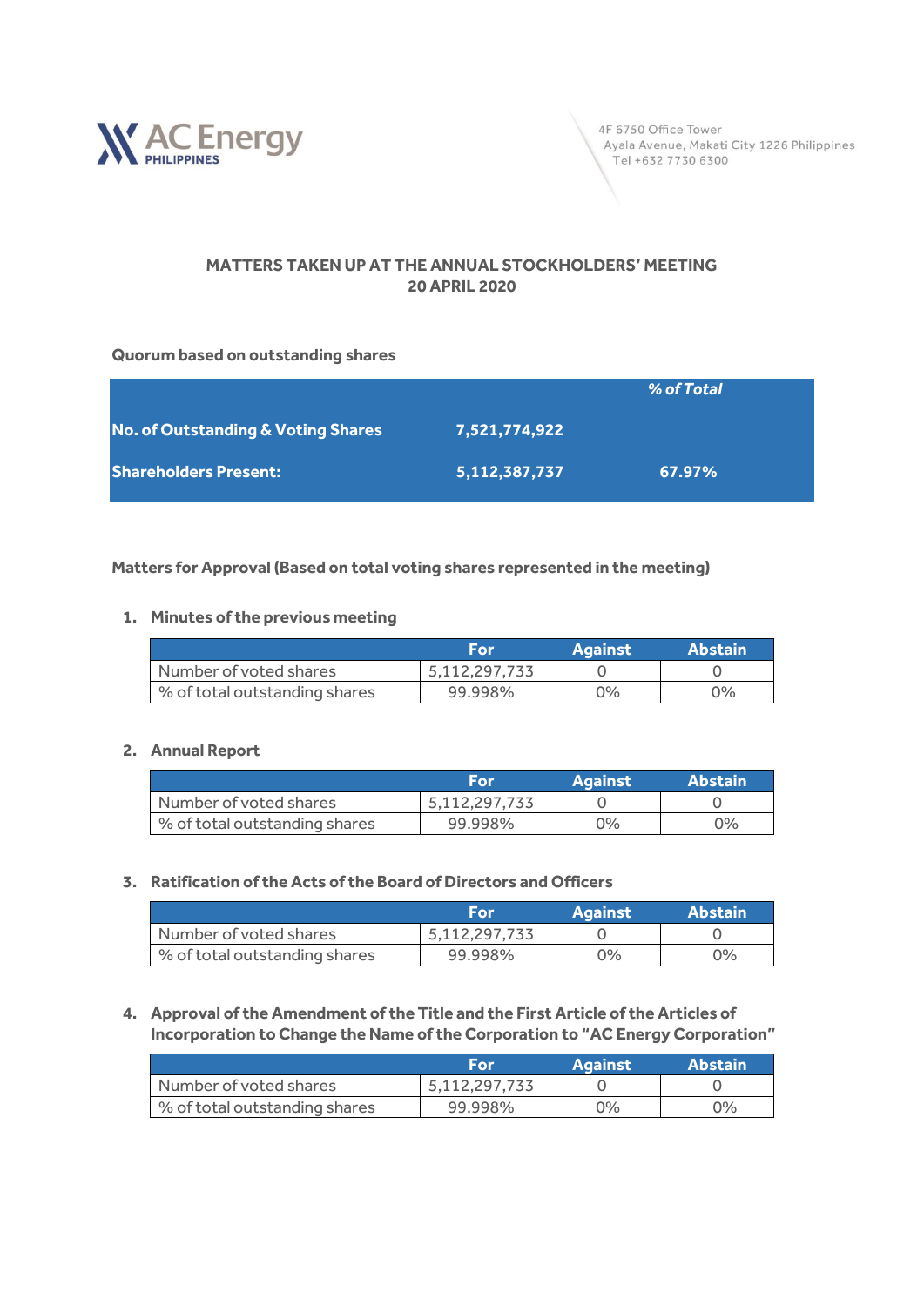AC Energy PHILIPPINES

4F 6750 Office Tower
Ayala Avenue, Makati City 1226 Philippines
Tel +632 7730 6300

## MATTERS TAKEN UP AT THE ANNUAL STOCKHOLDERS' MEETING
## 20 APRIL 2020

**Quorum based on outstanding shares**

| | | *% of Total* |
|---|---|---|
| **No. of Outstanding & Voting Shares** | **7,521,774,922** | |
| **Shareholders Present:** | **5,112,387,737** | **67.97%** |

**Matters for Approval (Based on total voting shares represented in the meeting)**

1. **Minutes of the previous meeting**

| | For | Against | Abstain |
|---|---|---|---|
| Number of voted shares | 5,112,297,733 | 0 | 0 |
| % of total outstanding shares | 99.998% | 0% | 0% |

2. **Annual Report**

| | For | Against | Abstain |
|---|---|---|---|
| Number of voted shares | 5,112,297,733 | 0 | 0 |
| % of total outstanding shares | 99.998% | 0% | 0% |

3. **Ratification of the Acts of the Board of Directors and Officers**

| | For | Against | Abstain |
|---|---|---|---|
| Number of voted shares | 5,112,297,733 | 0 | 0 |
| % of total outstanding shares | 99.998% | 0% | 0% |

4. **Approval of the Amendment of the Title and the First Article of the Articles of Incorporation to Change the Name of the Corporation to "AC Energy Corporation"**

| | For | Against | Abstain |
|---|---|---|---|
| Number of voted shares | 5,112,297,733 | 0 | 0 |
| % of total outstanding shares | 99.998% | 0% | 0% |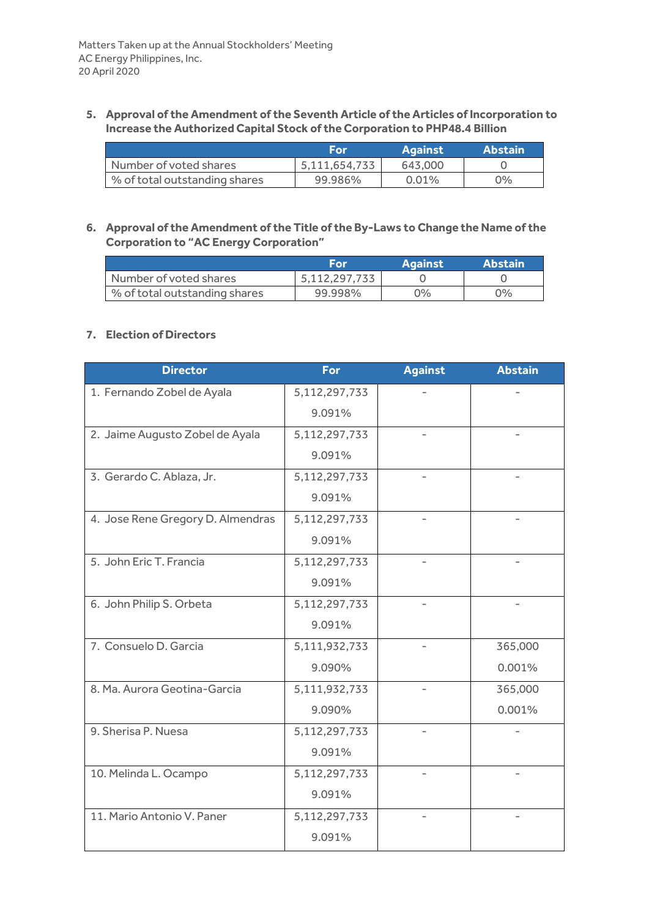**5. Approval of the Amendment of the Seventh Article of the Articles of Incorporation to Increase the Authorized Capital Stock of the Corporation to PHP48.4 Billion**

| | For | Against | Abstain |
|---|---|---|---|
| Number of voted shares | 5,111,654,733 | 643,000 | 0 |
| % of total outstanding shares | 99.986% | 0.01% | 0% |

**6. Approval of the Amendment of the Title of the By-Laws to Change the Name of the Corporation to "AC Energy Corporation"**

| | For | Against | Abstain |
|---|---|---|---|
| Number of voted shares | 5,112,297,733 | 0 | 0 |
| % of total outstanding shares | 99.998% | 0% | 0% |

**7. Election of Directors**

| Director | For | Against | Abstain |
|---|---|---|---|
| 1. Fernando Zobel de Ayala | 5,112,297,733<br>9.091% | - | - |
| 2. Jaime Augusto Zobel de Ayala | 5,112,297,733<br>9.091% | - | - |
| 3. Gerardo C. Ablaza, Jr. | 5,112,297,733<br>9.091% | - | - |
| 4. Jose Rene Gregory D. Almendras | 5,112,297,733<br>9.091% | - | - |
| 5. John Eric T. Francia | 5,112,297,733<br>9.091% | - | - |
| 6. John Philip S. Orbeta | 5,112,297,733<br>9.091% | - | - |
| 7. Consuelo D. Garcia | 5,111,932,733<br>9.090% | - | 365,000<br>0.001% |
| 8. Ma. Aurora Geotina-Garcia | 5,111,932,733<br>9.090% | - | 365,000<br>0.001% |
| 9. Sherisa P. Nuesa | 5,112,297,733<br>9.091% | - | - |
| 10. Melinda L. Ocampo | 5,112,297,733<br>9.091% | - | - |
| 11. Mario Antonio V. Paner | 5,112,297,733<br>9.091% | - | - |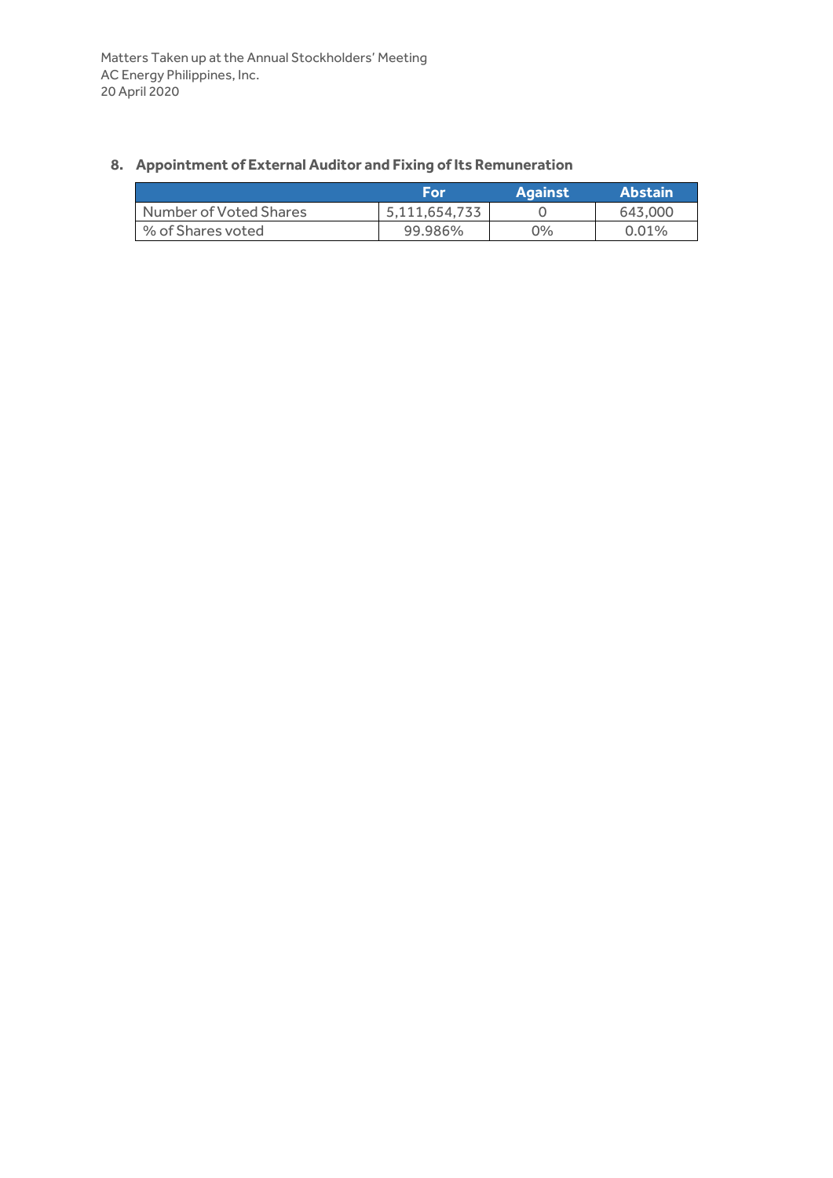Matters Taken up at the Annual Stockholders' Meeting
AC Energy Philippines, Inc.
20 April 2020

## 8. Appointment of External Auditor and Fixing of Its Remuneration

| | For | Against | Abstain |
|---|---|---|---|
| Number of Voted Shares | 5,111,654,733 | 0 | 643,000 |
| % of Shares voted | 99.986% | 0% | 0.01% |